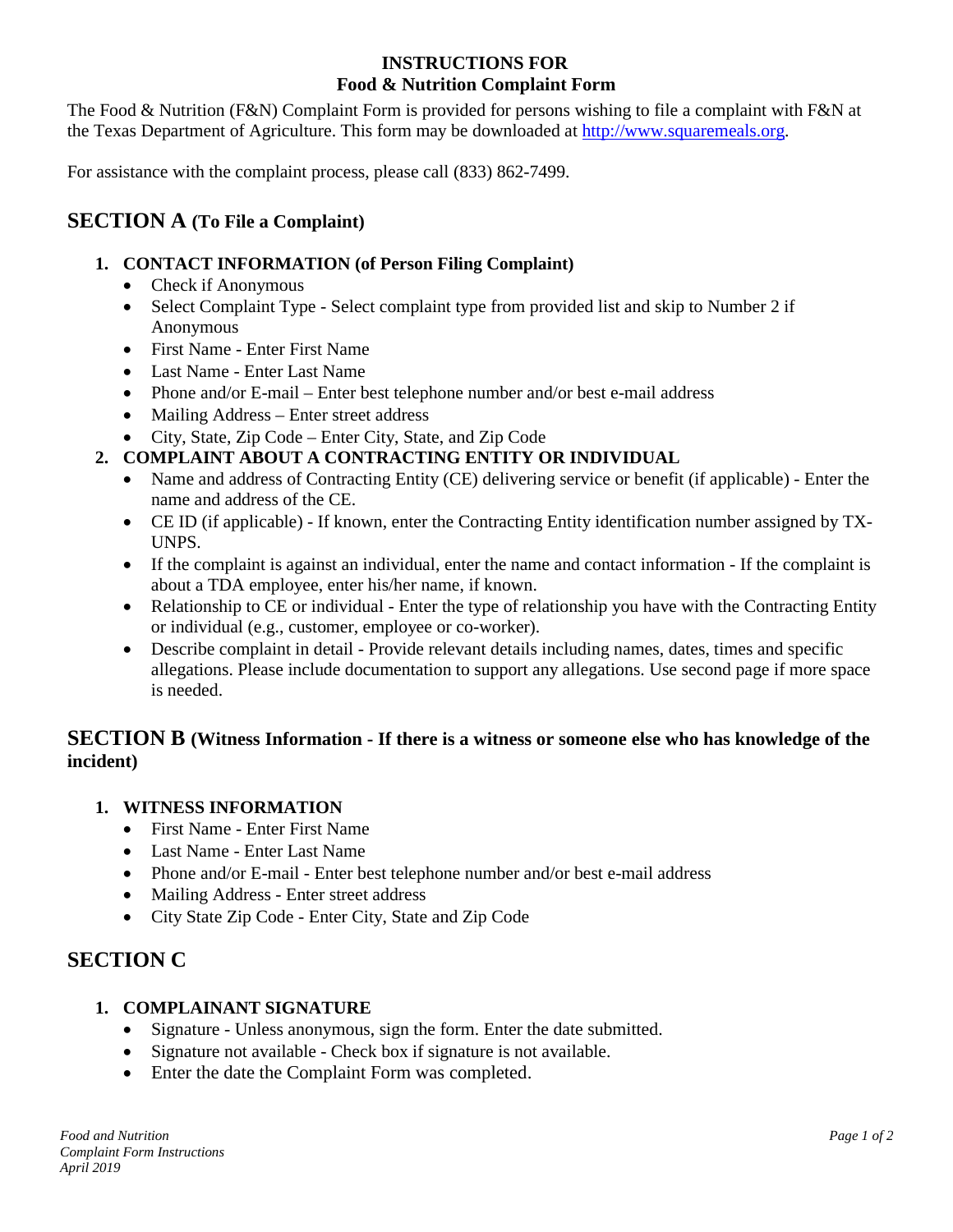# INSTRUCTIONS FOR
# Food & Nutrition Complaint Form

The Food & Nutrition (F&N) Complaint Form is provided for persons wishing to file a complaint with F&N at the Texas Department of Agriculture. This form may be downloaded at [http://www.squaremeals.org](http://www.squaremeals.org).

For assistance with the complaint process, please call (833) 862-7499.

## SECTION A (To File a Complaint)

1. **CONTACT INFORMATION (of Person Filing Complaint)**
   - Check if Anonymous
   - Select Complaint Type - Select complaint type from provided list and skip to Number 2 if Anonymous
   - First Name - Enter First Name
   - Last Name - Enter Last Name
   - Phone and/or E-mail – Enter best telephone number and/or best e-mail address
   - Mailing Address – Enter street address
   - City, State, Zip Code – Enter City, State, and Zip Code
2. **COMPLAINT ABOUT A CONTRACTING ENTITY OR INDIVIDUAL**
   - Name and address of Contracting Entity (CE) delivering service or benefit (if applicable) - Enter the name and address of the CE.
   - CE ID (if applicable) - If known, enter the Contracting Entity identification number assigned by TX-UNPS.
   - If the complaint is against an individual, enter the name and contact information - If the complaint is about a TDA employee, enter his/her name, if known.
   - Relationship to CE or individual - Enter the type of relationship you have with the Contracting Entity or individual (e.g., customer, employee or co-worker).
   - Describe complaint in detail - Provide relevant details including names, dates, times and specific allegations. Please include documentation to support any allegations. Use second page if more space is needed.

## SECTION B (Witness Information - If there is a witness or someone else who has knowledge of the incident)

1. **WITNESS INFORMATION**
   - First Name - Enter First Name
   - Last Name - Enter Last Name
   - Phone and/or E-mail - Enter best telephone number and/or best e-mail address
   - Mailing Address - Enter street address
   - City State Zip Code - Enter City, State and Zip Code

## SECTION C

1. **COMPLAINANT SIGNATURE**
   - Signature - Unless anonymous, sign the form. Enter the date submitted.
   - Signature not available - Check box if signature is not available.
   - Enter the date the Complaint Form was completed.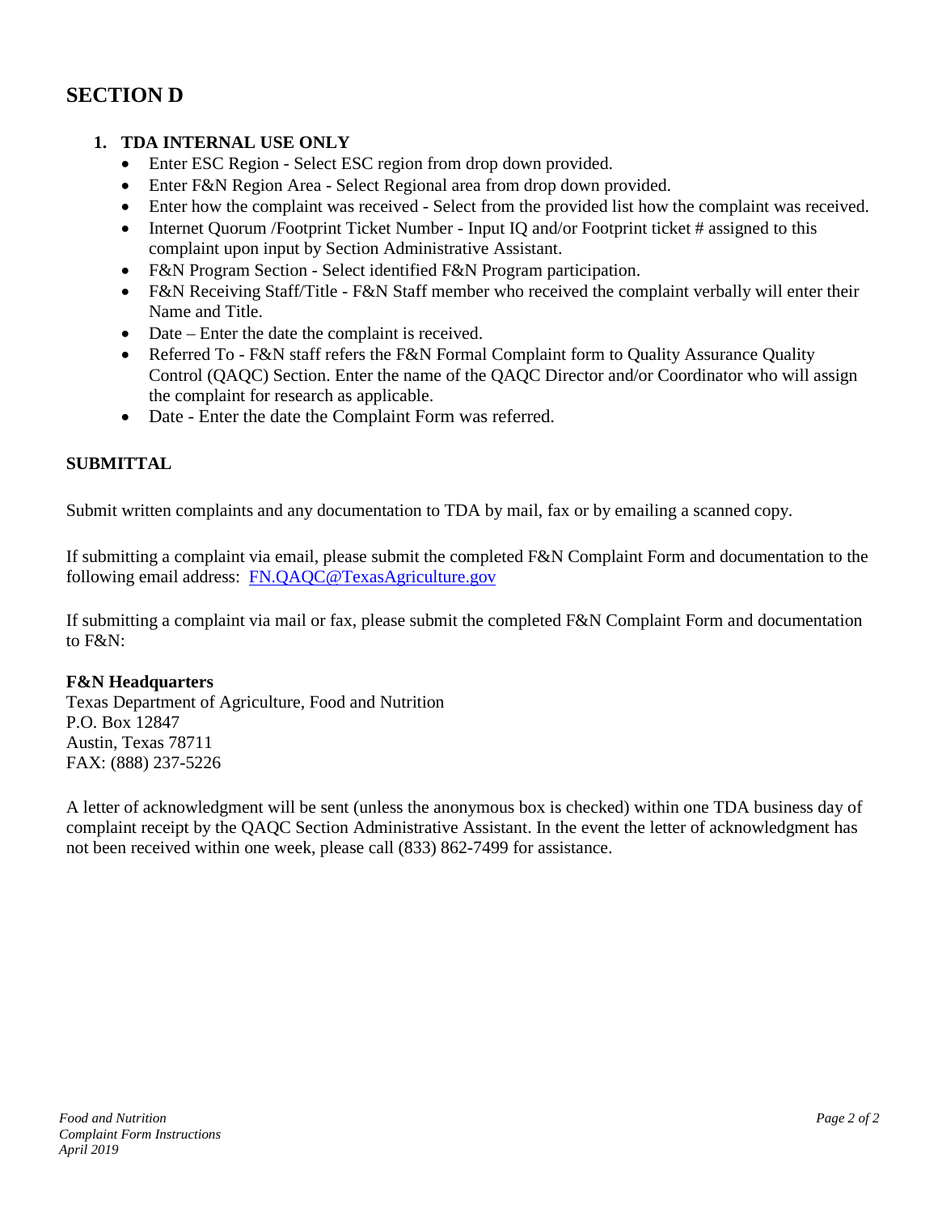## SECTION D

1. **TDA INTERNAL USE ONLY**
   - Enter ESC Region - Select ESC region from drop down provided.
   - Enter F&N Region Area - Select Regional area from drop down provided.
   - Enter how the complaint was received - Select from the provided list how the complaint was received.
   - Internet Quorum /Footprint Ticket Number - Input IQ and/or Footprint ticket # assigned to this complaint upon input by Section Administrative Assistant.
   - F&N Program Section - Select identified F&N Program participation.
   - F&N Receiving Staff/Title - F&N Staff member who received the complaint verbally will enter their Name and Title.
   - Date – Enter the date the complaint is received.
   - Referred To - F&N staff refers the F&N Formal Complaint form to Quality Assurance Quality Control (QAQC) Section. Enter the name of the QAQC Director and/or Coordinator who will assign the complaint for research as applicable.
   - Date - Enter the date the Complaint Form was referred.

**SUBMITTAL**

Submit written complaints and any documentation to TDA by mail, fax or by emailing a scanned copy.

If submitting a complaint via email, please submit the completed F&N Complaint Form and documentation to the following email address: FN.QAQC@TexasAgriculture.gov

If submitting a complaint via mail or fax, please submit the completed F&N Complaint Form and documentation to F&N:

**F&N Headquarters**
Texas Department of Agriculture, Food and Nutrition
P.O. Box 12847
Austin, Texas 78711
FAX: (888) 237-5226

A letter of acknowledgment will be sent (unless the anonymous box is checked) within one TDA business day of complaint receipt by the QAQC Section Administrative Assistant. In the event the letter of acknowledgment has not been received within one week, please call (833) 862-7499 for assistance.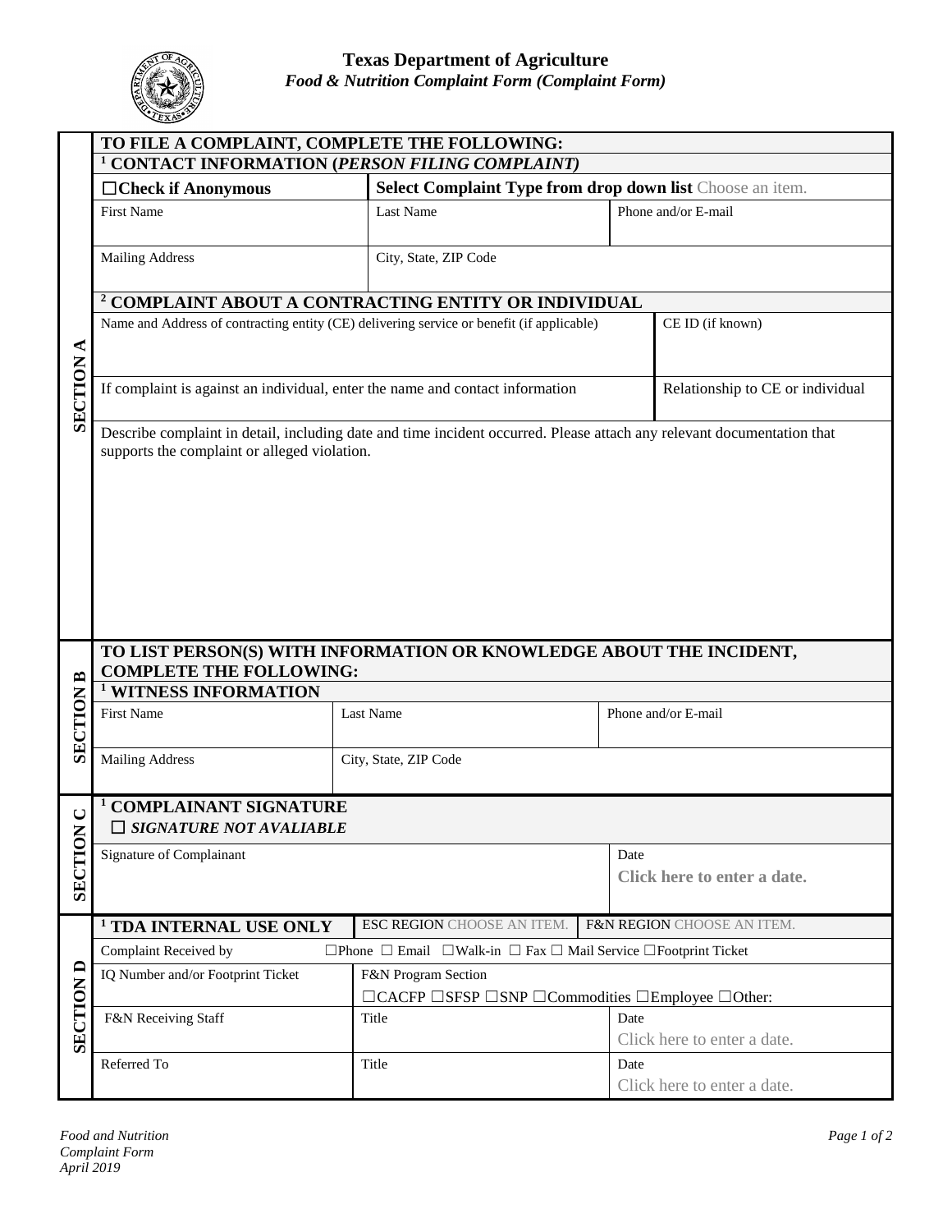# Texas Department of Agriculture

***Food & Nutrition Complaint Form (Complaint Form)***

## SECTION A

**TO FILE A COMPLAINT, COMPLETE THE FOLLOWING:**

**[1] CONTACT INFORMATION (*PERSON FILING COMPLAINT)***

| ☐**Check if Anonymous** | **Select Complaint Type from drop down list** Choose an item. | |
|---|---|---|
| First Name | Last Name | Phone and/or E-mail |
| Mailing Address | City, State, ZIP Code | |

**[2] COMPLAINT ABOUT A CONTRACTING ENTITY OR INDIVIDUAL**

| Name and Address of contracting entity (CE) delivering service or benefit (if applicable) | CE ID (if known) |
|---|---|
| If complaint is against an individual, enter the name and contact information | Relationship to CE or individual |

Describe complaint in detail, including date and time incident occurred. Please attach any relevant documentation that supports the complaint or alleged violation.

## SECTION B

**TO LIST PERSON(S) WITH INFORMATION OR KNOWLEDGE ABOUT THE INCIDENT, COMPLETE THE FOLLOWING:**

**[1] WITNESS INFORMATION**

| First Name | Last Name | Phone and/or E-mail |
|---|---|---|
| Mailing Address | City, State, ZIP Code | |

## SECTION C

**[1] COMPLAINANT SIGNATURE**

☐ ***SIGNATURE NOT AVALIABLE***

| Signature of Complainant | Date<br>**Click here to enter a date.** |
|---|---|

## SECTION D

| **[1] TDA INTERNAL USE ONLY** | ESC REGION CHOOSE AN ITEM. | F&N REGION CHOOSE AN ITEM. |
|---|---|---|
| Complaint Received by | ☐Phone ☐ Email ☐Walk-in ☐ Fax ☐ Mail Service ☐Footprint Ticket | |
| IQ Number and/or Footprint Ticket | F&N Program Section<br>☐CACFP ☐SFSP ☐SNP ☐Commodities ☐Employee ☐Other: | |
| F&N Receiving Staff | Title | Date<br>Click here to enter a date. |
| Referred To | Title | Date<br>Click here to enter a date. |

*Food and Nutrition Complaint Form April 2019*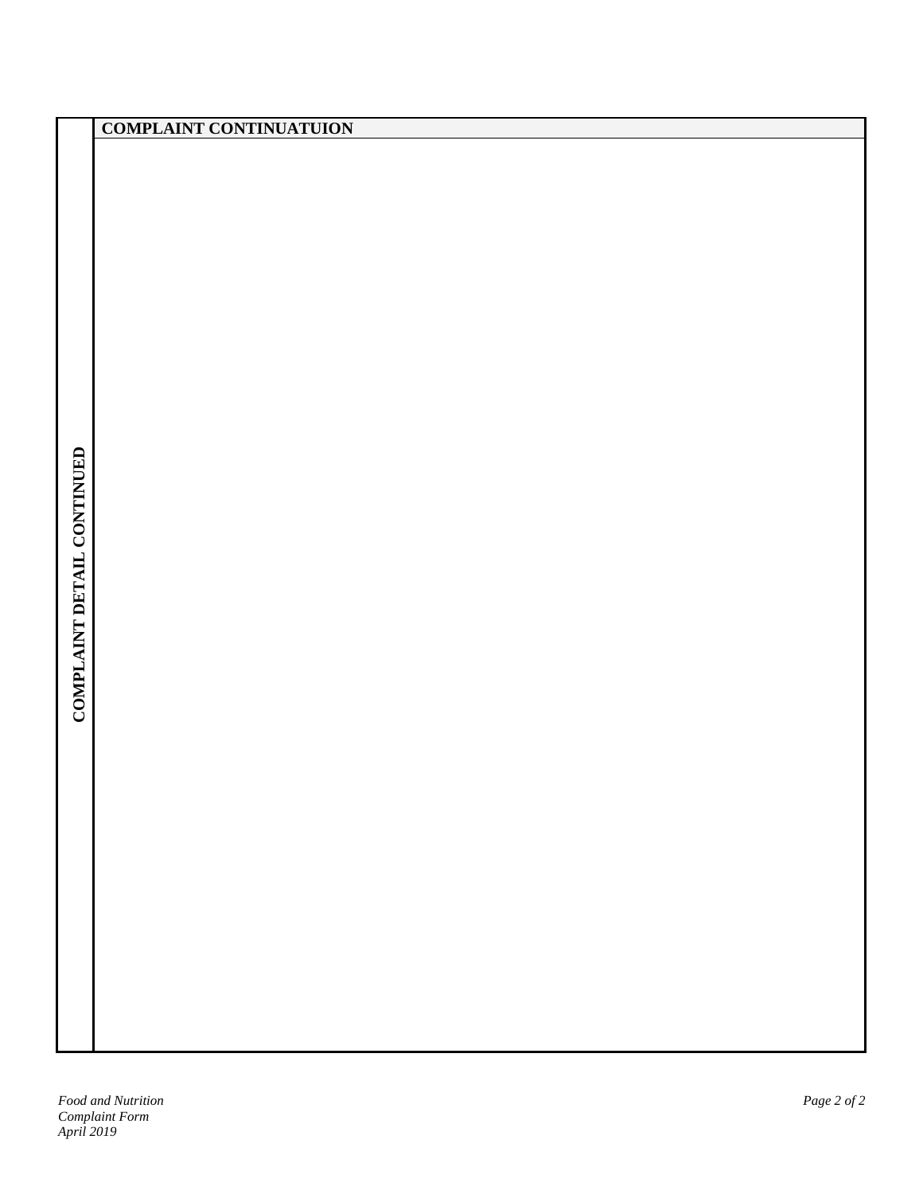| COMPLAINT DETAIL CONTINUED | COMPLAINT CONTINUATUION |
| --- | --- |
| | |

*Food and Nutrition*
*Complaint Form*
*April 2019*